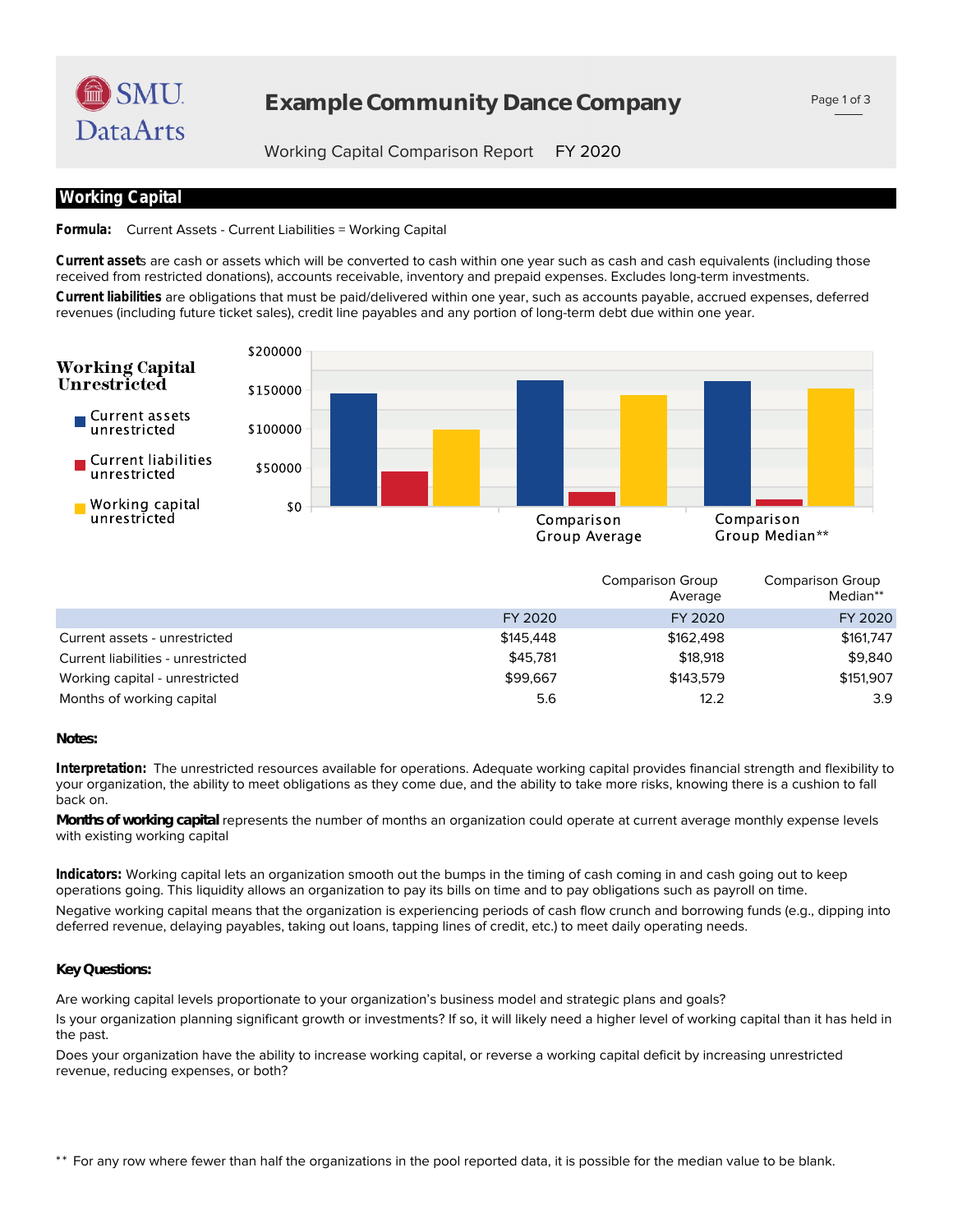# Example Community Dance Company

Working Capital Comparison Report FY 2020

## Working Capital

**Formula:** Current Assets - Current Liabilities = Working Capital

**Current assets** are cash or assets which will be converted to cash within one year such as cash and cash equivalents (including those received from restricted donations), accounts receivable, inventory and prepaid expenses. Excludes long-term investments.

**Current liabilities** are obligations that must be paid/delivered within one year, such as accounts payable, accrued expenses, deferred revenues (including future ticket sales), credit line payables and any portion of long-term debt due within one year.

| | | Comparison Group Average | Comparison Group Median** |
|---|---|---|---|
| | FY 2020 | FY 2020 | FY 2020 |
| Current assets - unrestricted | $145,448 | $162,498 | $161,747 |
| Current liabilities - unrestricted | $45,781 | $18,918 | $9,840 |
| Working capital - unrestricted | $99,667 | $143,579 | $151,907 |
| Months of working capital | 5.6 | 12.2 | 3.9 |

**Notes:**

**Interpretation:** The unrestricted resources available for operations. Adequate working capital provides financial strength and flexibility to your organization, the ability to meet obligations as they come due, and the ability to take more risks, knowing there is a cushion to fall back on.

**Months of working capital** represents the number of months an organization could operate at current average monthly expense levels with existing working capital

**Indicators:** Working capital lets an organization smooth out the bumps in the timing of cash coming in and cash going out to keep operations going. This liquidity allows an organization to pay its bills on time and to pay obligations such as payroll on time.

Negative working capital means that the organization is experiencing periods of cash flow crunch and borrowing funds (e.g., dipping into deferred revenue, delaying payables, taking out loans, tapping lines of credit, etc.) to meet daily operating needs.

**Key Questions:**

Are working capital levels proportionate to your organization's business model and strategic plans and goals?

Is your organization planning significant growth or investments? If so, it will likely need a higher level of working capital than it has held in the past.

Does your organization have the ability to increase working capital, or reverse a working capital deficit by increasing unrestricted revenue, reducing expenses, or both?

** For any row where fewer than half the organizations in the pool reported data, it is possible for the median value to be blank.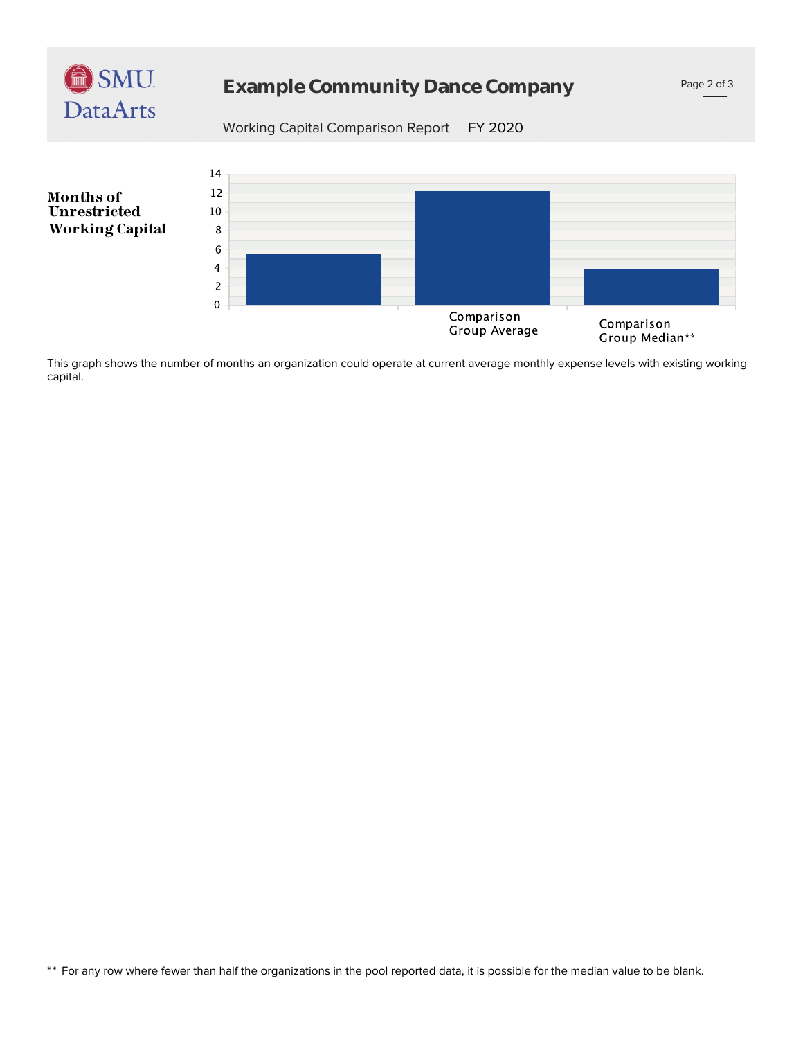# Example Community Dance Company

Working Capital Comparison Report FY 2020

**Months of Unrestricted Working Capital**

| | Months |
|---|---|
| (Organization) | ~5.5 |
| Comparison Group Average | ~12.2 |
| Comparison Group Median** | ~3.9 |

This graph shows the number of months an organization could operate at current average monthly expense levels with existing working capital.

** For any row where fewer than half the organizations in the pool reported data, it is possible for the median value to be blank.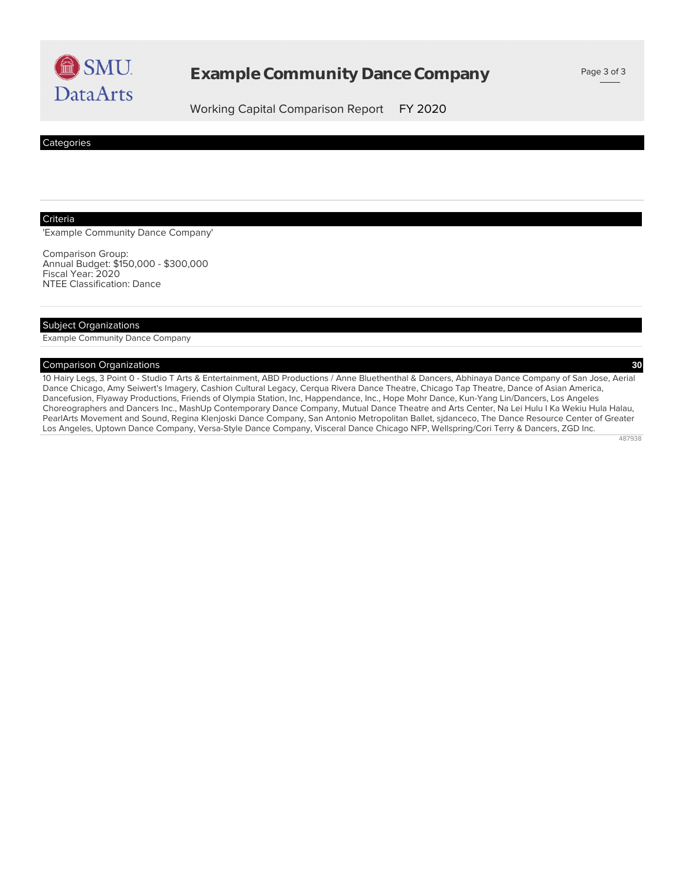# Example Community Dance Company

Working Capital Comparison Report FY 2020

## Categories

## Criteria

'Example Community Dance Company'

Comparison Group:
Annual Budget: $150,000 - $300,000
Fiscal Year: 2020
NTEE Classification: Dance

## Subject Organizations

Example Community Dance Company

## Comparison Organizations 30

10 Hairy Legs, 3 Point 0 - Studio T Arts & Entertainment, ABD Productions / Anne Bluethenthal & Dancers, Abhinaya Dance Company of San Jose, Aerial Dance Chicago, Amy Seiwert's Imagery, Cashion Cultural Legacy, Cerqua Rivera Dance Theatre, Chicago Tap Theatre, Dance of Asian America, Dancefusion, Flyaway Productions, Friends of Olympia Station, Inc, Happendance, Inc., Hope Mohr Dance, Kun-Yang Lin/Dancers, Los Angeles Choreographers and Dancers Inc., MashUp Contemporary Dance Company, Mutual Dance Theatre and Arts Center, Na Lei Hulu I Ka Wekiu Hula Halau, PearlArts Movement and Sound, Regina Klenjoski Dance Company, San Antonio Metropolitan Ballet, sjdanceco, The Dance Resource Center of Greater Los Angeles, Uptown Dance Company, Versa-Style Dance Company, Visceral Dance Chicago NFP, Wellspring/Cori Terry & Dancers, ZGD Inc.

487938